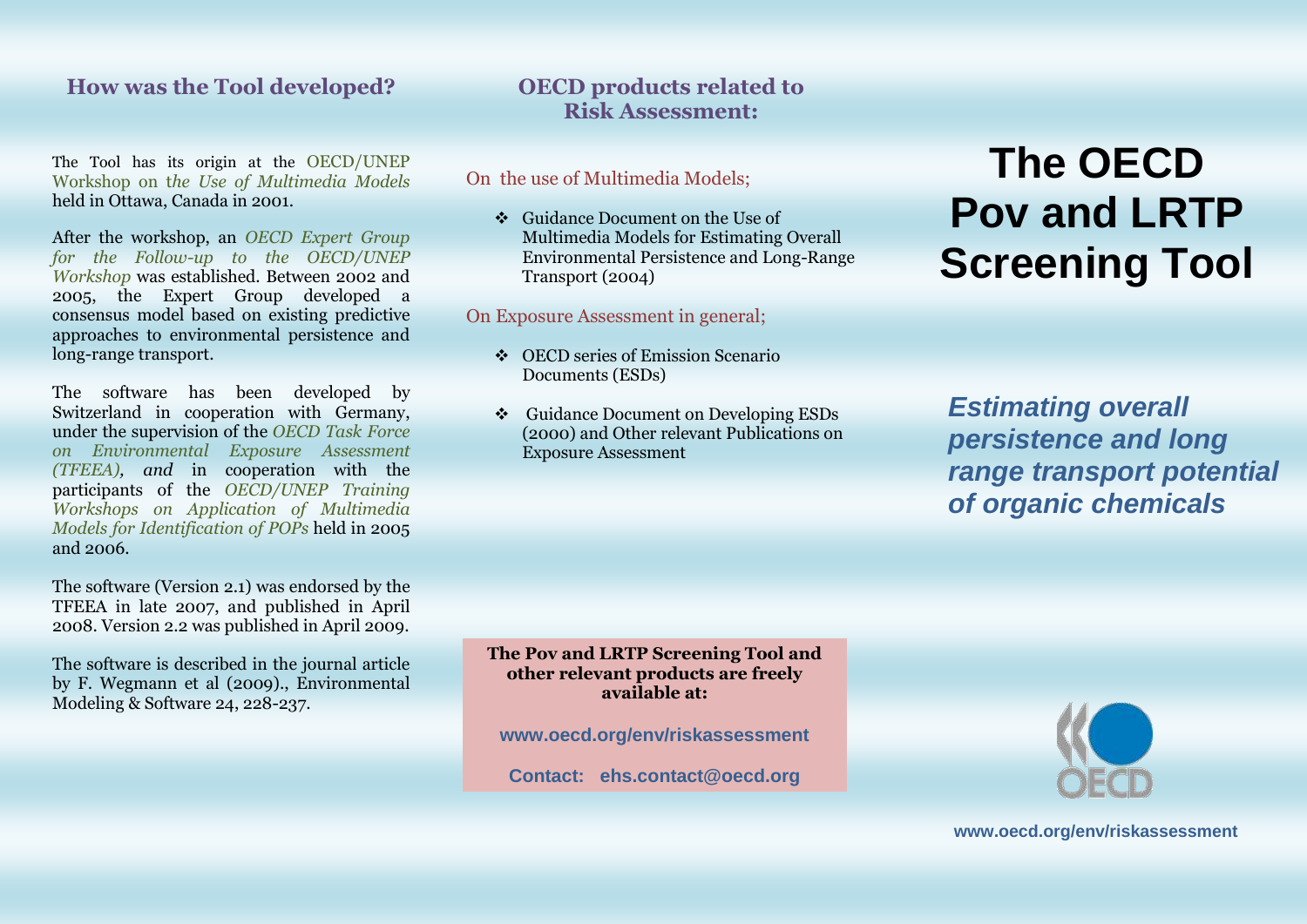## How was the Tool developed?

The Tool has its origin at the OECD/UNEP Workshop on t*he Use of Multimedia Models* held in Ottawa, Canada in 2001.

After the workshop, an *OECD Expert Group for the Follow-up to the OECD/UNEP Workshop* was established. Between 2002 and 2005, the Expert Group developed a consensus model based on existing predictive approaches to environmental persistence and long-range transport.

The software has been developed by Switzerland in cooperation with Germany, under the supervision of the *OECD Task Force on Environmental Exposure Assessment (TFEEA), and* in cooperation with the participants of the *OECD/UNEP Training Workshops on Application of Multimedia Models for Identification of POPs* held in 2005 and 2006.

The software (Version 2.1) was endorsed by the TFEEA in late 2007, and published in April 2008. Version 2.2 was published in April 2009.

The software is described in the journal article by F. Wegmann et al (2009)., Environmental Modeling & Software 24, 228-237.

## OECD products related to Risk Assessment:

On the use of Multimedia Models;

- Guidance Document on the Use of Multimedia Models for Estimating Overall Environmental Persistence and Long-Range Transport (2004)

On Exposure Assessment in general;

- OECD series of Emission Scenario Documents (ESDs)
- Guidance Document on Developing ESDs (2000) and Other relevant Publications on Exposure Assessment

**The Pov and LRTP Screening Tool and other relevant products are freely available at:**

**www.oecd.org/env/riskassessment**

**Contact: ehs.contact@oecd.org**

# The OECD Pov and LRTP Screening Tool

***Estimating overall persistence and long range transport potential of organic chemicals***

OECD

**www.oecd.org/env/riskassessment**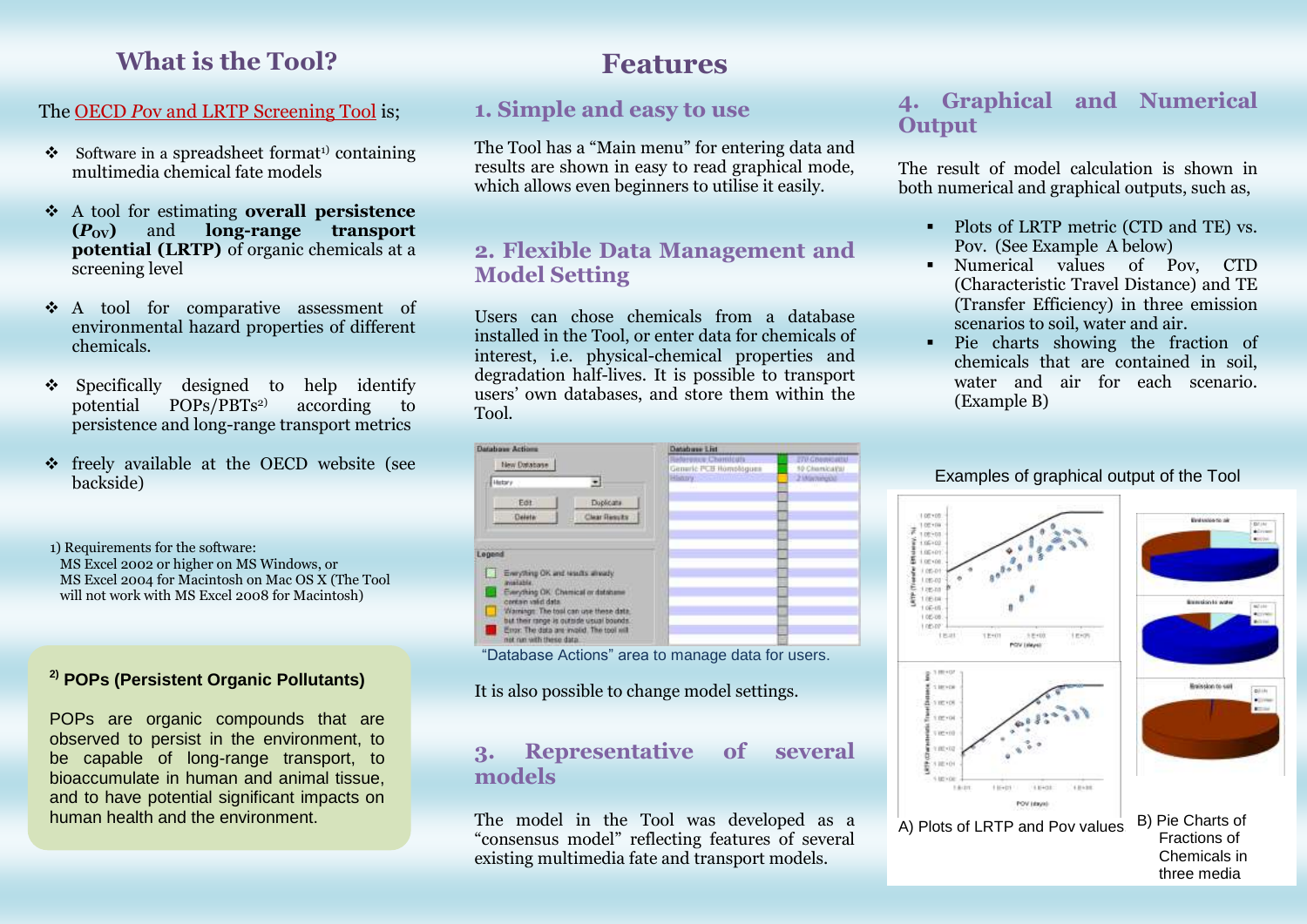## What is the Tool?

The OECD *P*ov and LRTP Screening Tool is;

- Software in a spreadsheet format[1] containing multimedia chemical fate models
- A tool for estimating **overall persistence (*P*OV)** and **long-range transport potential (LRTP)** of organic chemicals at a screening level
- A tool for comparative assessment of environmental hazard properties of different chemicals.
- Specifically designed to help identify potential POPs/PBTs[2] according to persistence and long-range transport metrics
- freely available at the OECD website (see backside)

1) Requirements for the software:
MS Excel 2002 or higher on MS Windows, or
MS Excel 2004 for Macintosh on Mac OS X (The Tool will not work with MS Excel 2008 for Macintosh)

**[2] POPs (Persistent Organic Pollutants)**

POPs are organic compounds that are observed to persist in the environment, to be capable of long-range transport, to bioaccumulate in human and animal tissue, and to have potential significant impacts on human health and the environment.

# Features

### 1. Simple and easy to use

The Tool has a "Main menu" for entering data and results are shown in easy to read graphical mode, which allows even beginners to utilise it easily.

### 2. Flexible Data Management and Model Setting

Users can chose chemicals from a database installed in the Tool, or enter data for chemicals of interest, i.e. physical-chemical properties and degradation half-lives. It is possible to transport users' own databases, and store them within the Tool.

"Database Actions" area to manage data for users.

It is also possible to change model settings.

### 3. Representative of several models

The model in the Tool was developed as a "consensus model" reflecting features of several existing multimedia fate and transport models.

### 4. Graphical and Numerical Output

The result of model calculation is shown in both numerical and graphical outputs, such as,

- Plots of LRTP metric (CTD and TE) vs. Pov. (See Example A below)
- Numerical values of Pov, CTD (Characteristic Travel Distance) and TE (Transfer Efficiency) in three emission scenarios to soil, water and air.
- Pie charts showing the fraction of chemicals that are contained in soil, water and air for each scenario. (Example B)

Examples of graphical output of the Tool

A) Plots of LRTP and Pov values

B) Pie Charts of Fractions of Chemicals in three media